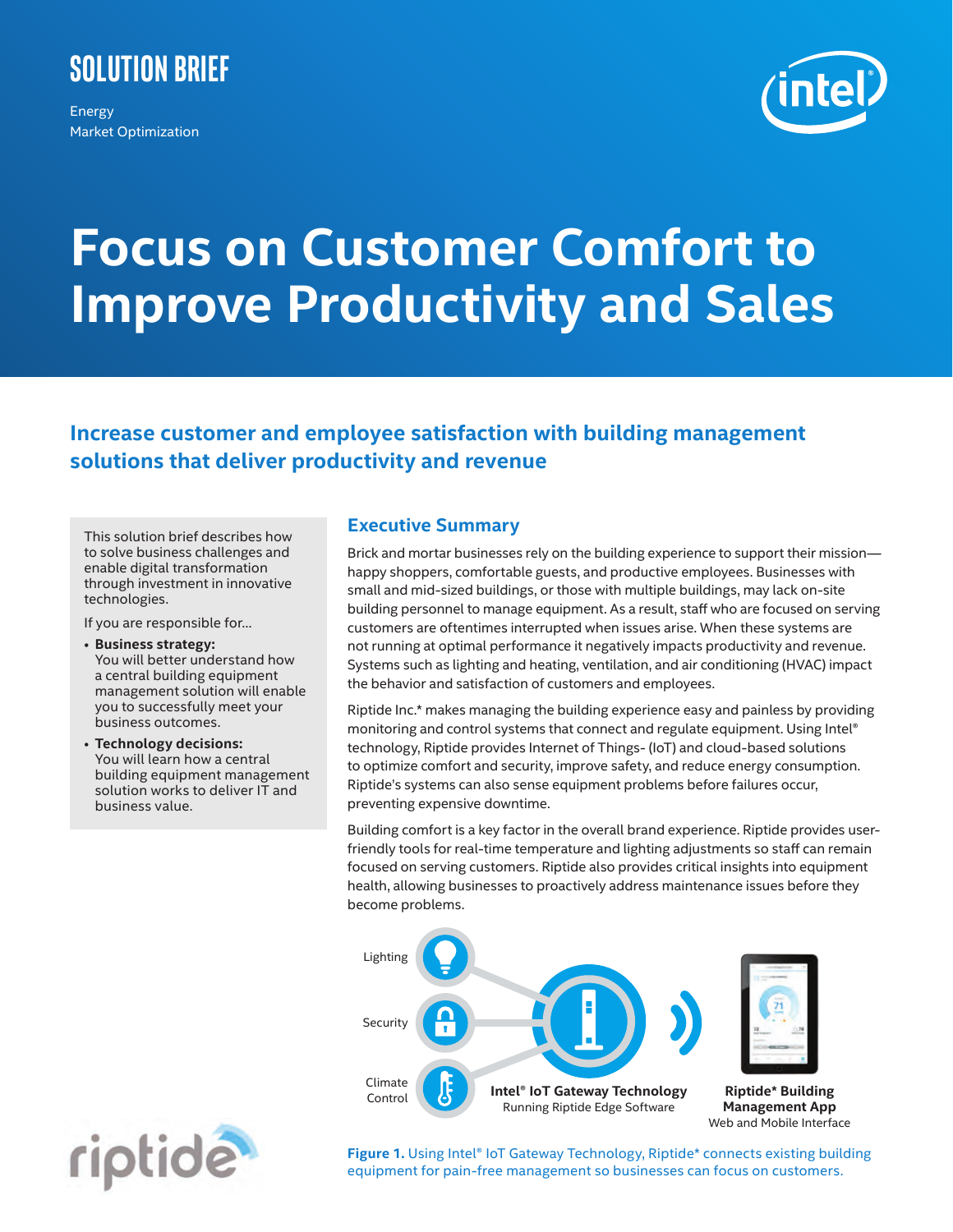SOLUTION BRIEF

Energy
Market Optimization

# Focus on Customer Comfort to Improve Productivity and Sales

## Increase customer and employee satisfaction with building management solutions that deliver productivity and revenue

This solution brief describes how to solve business challenges and enable digital transformation through investment in innovative technologies.

If you are responsible for...

- **Business strategy:** You will better understand how a central building equipment management solution will enable you to successfully meet your business outcomes.
- **Technology decisions:** You will learn how a central building equipment management solution works to deliver IT and business value.

## Executive Summary

Brick and mortar businesses rely on the building experience to support their mission—happy shoppers, comfortable guests, and productive employees. Businesses with small and mid-sized buildings, or those with multiple buildings, may lack on-site building personnel to manage equipment. As a result, staff who are focused on serving customers are oftentimes interrupted when issues arise. When these systems are not running at optimal performance it negatively impacts productivity and revenue. Systems such as lighting and heating, ventilation, and air conditioning (HVAC) impact the behavior and satisfaction of customers and employees.

Riptide Inc.* makes managing the building experience easy and painless by providing monitoring and control systems that connect and regulate equipment. Using Intel® technology, Riptide provides Internet of Things- (IoT) and cloud-based solutions to optimize comfort and security, improve safety, and reduce energy consumption. Riptide's systems can also sense equipment problems before failures occur, preventing expensive downtime.

Building comfort is a key factor in the overall brand experience. Riptide provides user-friendly tools for real-time temperature and lighting adjustments so staff can remain focused on serving customers. Riptide also provides critical insights into equipment health, allowing businesses to proactively address maintenance issues before they become problems.

Lighting

Security

Climate Control

**Intel® IoT Gateway Technology**
Running Riptide Edge Software

**Riptide* Building Management App**
Web and Mobile Interface

**Figure 1.** Using Intel® IoT Gateway Technology, Riptide* connects existing building equipment for pain-free management so businesses can focus on customers.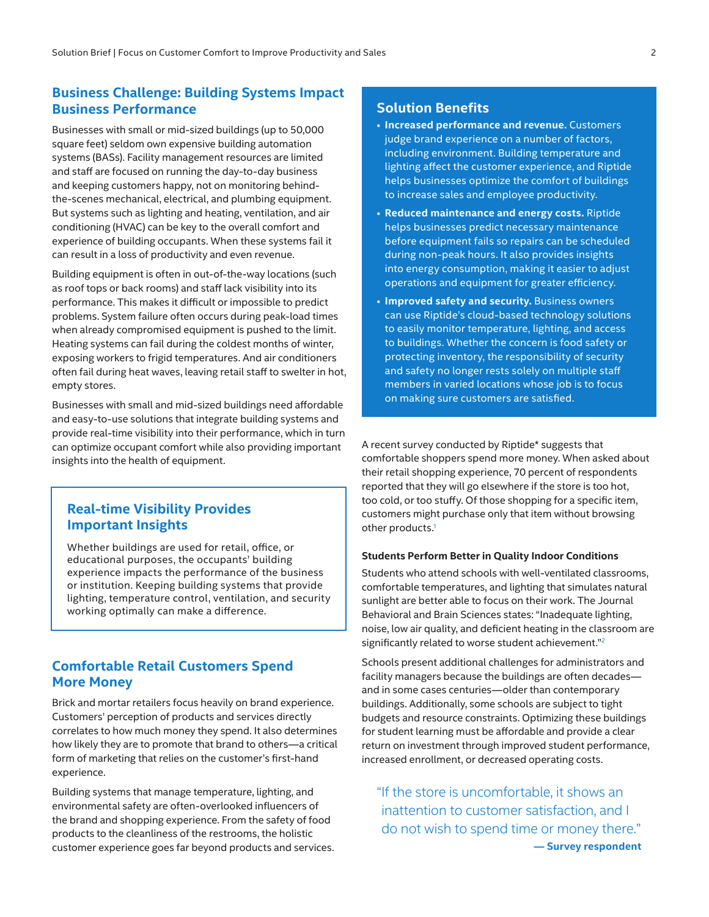## Business Challenge: Building Systems Impact Business Performance

Businesses with small or mid-sized buildings (up to 50,000 square feet) seldom own expensive building automation systems (BASs). Facility management resources are limited and staff are focused on running the day-to-day business and keeping customers happy, not on monitoring behind-the-scenes mechanical, electrical, and plumbing equipment. But systems such as lighting and heating, ventilation, and air conditioning (HVAC) can be key to the overall comfort and experience of building occupants. When these systems fail it can result in a loss of productivity and even revenue.

Building equipment is often in out-of-the-way locations (such as roof tops or back rooms) and staff lack visibility into its performance. This makes it difficult or impossible to predict problems. System failure often occurs during peak-load times when already compromised equipment is pushed to the limit. Heating systems can fail during the coldest months of winter, exposing workers to frigid temperatures. And air conditioners often fail during heat waves, leaving retail staff to swelter in hot, empty stores.

Businesses with small and mid-sized buildings need affordable and easy-to-use solutions that integrate building systems and provide real-time visibility into their performance, which in turn can optimize occupant comfort while also providing important insights into the health of equipment.

### Real-time Visibility Provides Important Insights

Whether buildings are used for retail, office, or educational purposes, the occupants' building experience impacts the performance of the business or institution. Keeping building systems that provide lighting, temperature control, ventilation, and security working optimally can make a difference.

## Comfortable Retail Customers Spend More Money

Brick and mortar retailers focus heavily on brand experience. Customers' perception of products and services directly correlates to how much money they spend. It also determines how likely they are to promote that brand to others—a critical form of marketing that relies on the customer's first-hand experience.

Building systems that manage temperature, lighting, and environmental safety are often-overlooked influencers of the brand and shopping experience. From the safety of food products to the cleanliness of the restrooms, the holistic customer experience goes far beyond products and services.

### Solution Benefits

- **Increased performance and revenue.** Customers judge brand experience on a number of factors, including environment. Building temperature and lighting affect the customer experience, and Riptide helps businesses optimize the comfort of buildings to increase sales and employee productivity.
- **Reduced maintenance and energy costs.** Riptide helps businesses predict necessary maintenance before equipment fails so repairs can be scheduled during non-peak hours. It also provides insights into energy consumption, making it easier to adjust operations and equipment for greater efficiency.
- **Improved safety and security.** Business owners can use Riptide's cloud-based technology solutions to easily monitor temperature, lighting, and access to buildings. Whether the concern is food safety or protecting inventory, the responsibility of security and safety no longer rests solely on multiple staff members in varied locations whose job is to focus on making sure customers are satisfied.

A recent survey conducted by Riptide* suggests that comfortable shoppers spend more money. When asked about their retail shopping experience, 70 percent of respondents reported that they will go elsewhere if the store is too hot, too cold, or too stuffy. Of those shopping for a specific item, customers might purchase only that item without browsing other products.[1]

#### Students Perform Better in Quality Indoor Conditions

Students who attend schools with well-ventilated classrooms, comfortable temperatures, and lighting that simulates natural sunlight are better able to focus on their work. The Journal Behavioral and Brain Sciences states: "Inadequate lighting, noise, low air quality, and deficient heating in the classroom are significantly related to worse student achievement."[2]

Schools present additional challenges for administrators and facility managers because the buildings are often decades—and in some cases centuries—older than contemporary buildings. Additionally, some schools are subject to tight budgets and resource constraints. Optimizing these buildings for student learning must be affordable and provide a clear return on investment through improved student performance, increased enrollment, or decreased operating costs.

> "If the store is uncomfortable, it shows an inattention to customer satisfaction, and I do not wish to spend time or money there."
>
> **— Survey respondent**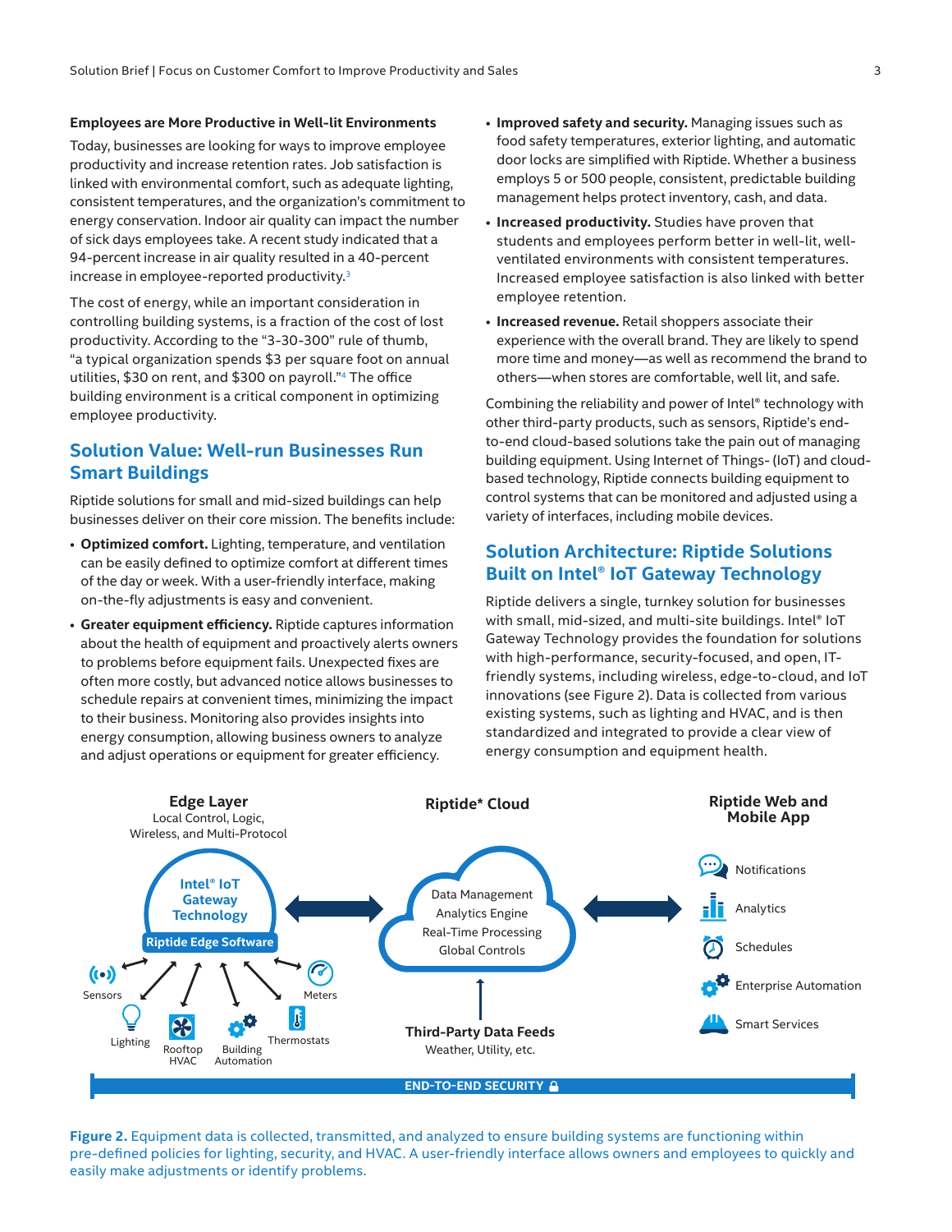**Employees are More Productive in Well-lit Environments**

Today, businesses are looking for ways to improve employee productivity and increase retention rates. Job satisfaction is linked with environmental comfort, such as adequate lighting, consistent temperatures, and the organization's commitment to energy conservation. Indoor air quality can impact the number of sick days employees take. A recent study indicated that a 94-percent increase in air quality resulted in a 40-percent increase in employee-reported productivity.[3]

The cost of energy, while an important consideration in controlling building systems, is a fraction of the cost of lost productivity. According to the "3-30-300" rule of thumb, "a typical organization spends $3 per square foot on annual utilities, $30 on rent, and $300 on payroll."[4] The office building environment is a critical component in optimizing employee productivity.

## Solution Value: Well-run Businesses Run Smart Buildings

Riptide solutions for small and mid-sized buildings can help businesses deliver on their core mission. The benefits include:

- **Optimized comfort.** Lighting, temperature, and ventilation can be easily defined to optimize comfort at different times of the day or week. With a user-friendly interface, making on-the-fly adjustments is easy and convenient.
- **Greater equipment efficiency.** Riptide captures information about the health of equipment and proactively alerts owners to problems before equipment fails. Unexpected fixes are often more costly, but advanced notice allows businesses to schedule repairs at convenient times, minimizing the impact to their business. Monitoring also provides insights into energy consumption, allowing business owners to analyze and adjust operations or equipment for greater efficiency.
- **Improved safety and security.** Managing issues such as food safety temperatures, exterior lighting, and automatic door locks are simplified with Riptide. Whether a business employs 5 or 500 people, consistent, predictable building management helps protect inventory, cash, and data.
- **Increased productivity.** Studies have proven that students and employees perform better in well-lit, well-ventilated environments with consistent temperatures. Increased employee satisfaction is also linked with better employee retention.
- **Increased revenue.** Retail shoppers associate their experience with the overall brand. They are likely to spend more time and money—as well as recommend the brand to others—when stores are comfortable, well lit, and safe.

Combining the reliability and power of Intel® technology with other third-party products, such as sensors, Riptide's end-to-end cloud-based solutions take the pain out of managing building equipment. Using Internet of Things- (IoT) and cloud-based technology, Riptide connects building equipment to control systems that can be monitored and adjusted using a variety of interfaces, including mobile devices.

## Solution Architecture: Riptide Solutions Built on Intel® IoT Gateway Technology

Riptide delivers a single, turnkey solution for businesses with small, mid-sized, and multi-site buildings. Intel® IoT Gateway Technology provides the foundation for solutions with high-performance, security-focused, and open, IT-friendly systems, including wireless, edge-to-cloud, and IoT innovations (see Figure 2). Data is collected from various existing systems, such as lighting and HVAC, and is then standardized and integrated to provide a clear view of energy consumption and equipment health.

**Edge Layer** — Local Control, Logic, Wireless, and Multi-Protocol
- Intel® IoT Gateway Technology
- Riptide Edge Software
- Sensors, Meters, Lighting, Rooftop HVAC, Building Automation, Thermostats

**Riptide\* Cloud**
- Data Management
- Analytics Engine
- Real-Time Processing
- Global Controls

**Third-Party Data Feeds** — Weather, Utility, etc.

**Riptide Web and Mobile App**
- Notifications
- Analytics
- Schedules
- Enterprise Automation
- Smart Services

END-TO-END SECURITY

**Figure 2.** Equipment data is collected, transmitted, and analyzed to ensure building systems are functioning within pre-defined policies for lighting, security, and HVAC. A user-friendly interface allows owners and employees to quickly and easily make adjustments or identify problems.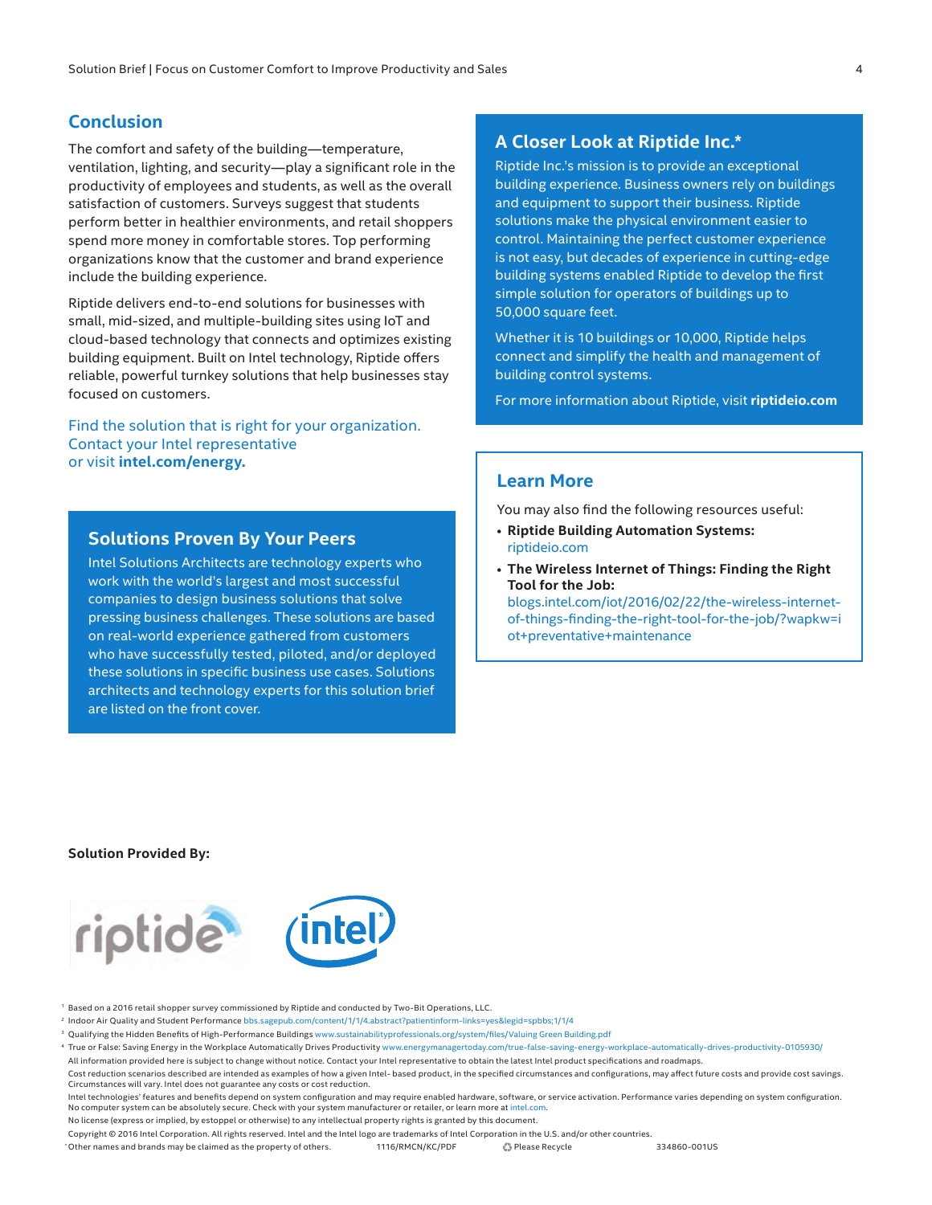## Conclusion

The comfort and safety of the building—temperature, ventilation, lighting, and security—play a significant role in the productivity of employees and students, as well as the overall satisfaction of customers. Surveys suggest that students perform better in healthier environments, and retail shoppers spend more money in comfortable stores. Top performing organizations know that the customer and brand experience include the building experience.

Riptide delivers end-to-end solutions for businesses with small, mid-sized, and multiple-building sites using IoT and cloud-based technology that connects and optimizes existing building equipment. Built on Intel technology, Riptide offers reliable, powerful turnkey solutions that help businesses stay focused on customers.

Find the solution that is right for your organization. Contact your Intel representative or visit **intel.com/energy.**

### Solutions Proven By Your Peers

Intel Solutions Architects are technology experts who work with the world's largest and most successful companies to design business solutions that solve pressing business challenges. These solutions are based on real-world experience gathered from customers who have successfully tested, piloted, and/or deployed these solutions in specific business use cases. Solutions architects and technology experts for this solution brief are listed on the front cover.

### A Closer Look at Riptide Inc.*

Riptide Inc.'s mission is to provide an exceptional building experience. Business owners rely on buildings and equipment to support their business. Riptide solutions make the physical environment easier to control. Maintaining the perfect customer experience is not easy, but decades of experience in cutting-edge building systems enabled Riptide to develop the first simple solution for operators of buildings up to 50,000 square feet.

Whether it is 10 buildings or 10,000, Riptide helps connect and simplify the health and management of building control systems.

For more information about Riptide, visit **riptideio.com**

### Learn More

You may also find the following resources useful:

- **Riptide Building Automation Systems:** riptideio.com
- **The Wireless Internet of Things: Finding the Right Tool for the Job:** blogs.intel.com/iot/2016/02/22/the-wireless-internet-of-things-finding-the-right-tool-for-the-job/?wapkw=iot+preventative+maintenance

**Solution Provided By:**

riptide intel

[1] Based on a 2016 retail shopper survey commissioned by Riptide and conducted by Two-Bit Operations, LLC.

[2] Indoor Air Quality and Student Performance bbs.sagepub.com/content/1/1/4.abstract?patientinform-links=yes&legid=spbbs;1/1/4

[3] Qualifying the Hidden Benefits of High-Performance Buildings www.sustainabilityprofessionals.org/system/files/Valuing Green Building.pdf

[4] True or False: Saving Energy in the Workplace Automatically Drives Productivity www.energymanagertoday.com/true-false-saving-energy-workplace-automatically-drives-productivity-0105930/

All information provided here is subject to change without notice. Contact your Intel representative to obtain the latest Intel product specifications and roadmaps.

Cost reduction scenarios described are intended as examples of how a given Intel- based product, in the specified circumstances and configurations, may affect future costs and provide cost savings. Circumstances will vary. Intel does not guarantee any costs or cost reduction.

Intel technologies' features and benefits depend on system configuration and may require enabled hardware, software, or service activation. Performance varies depending on system configuration. No computer system can be absolutely secure. Check with your system manufacturer or retailer, or learn more at intel.com.

No license (express or implied, by estoppel or otherwise) to any intellectual property rights is granted by this document.

Copyright © 2016 Intel Corporation. All rights reserved. Intel and the Intel logo are trademarks of Intel Corporation in the U.S. and/or other countries.

*Other names and brands may be claimed as the property of others. 1116/RMCN/KC/PDF Please Recycle 334860-001US